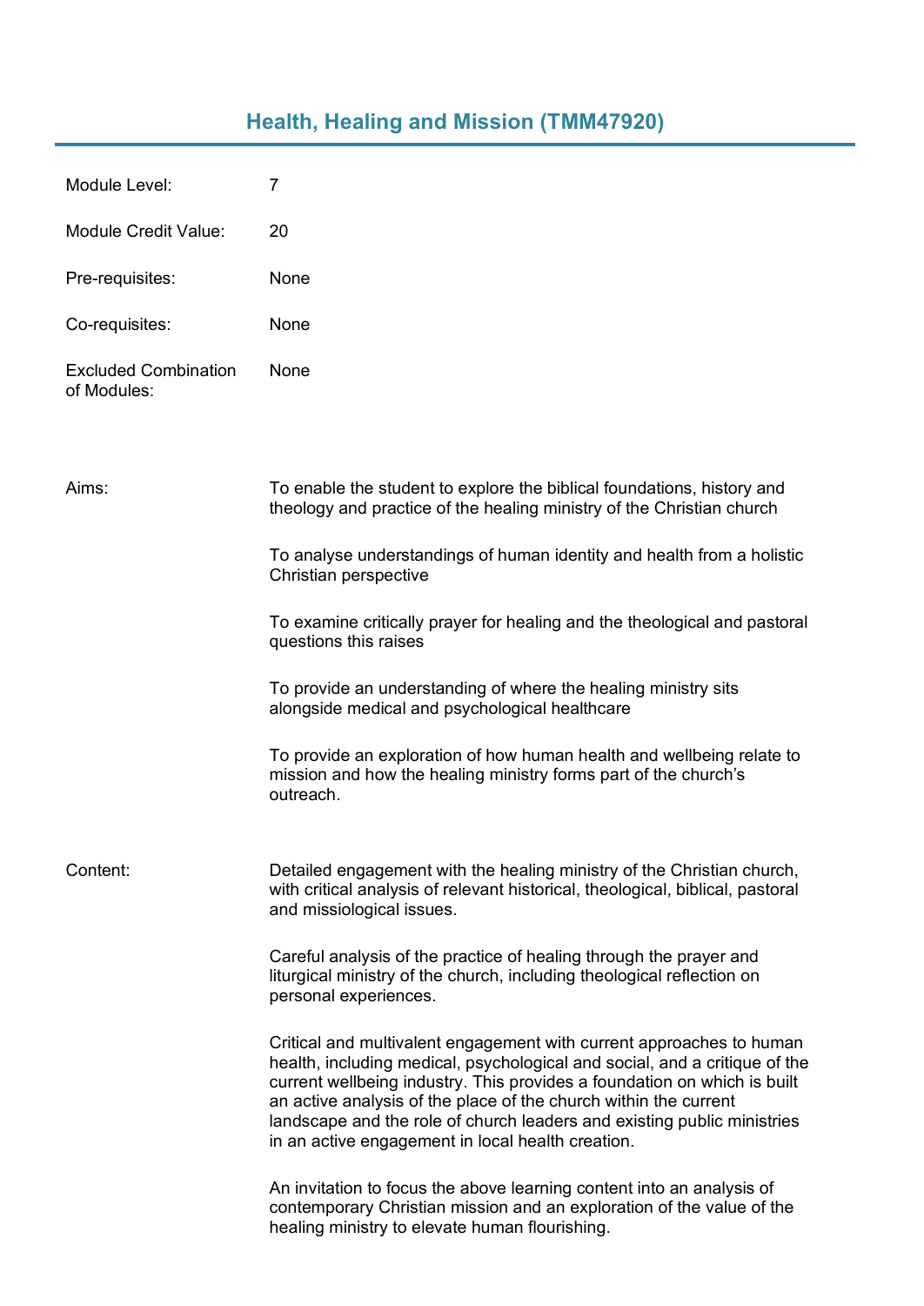# Health, Healing and Mission (TMM47920)

| | |
|---|---|
| Module Level: | 7 |
| Module Credit Value: | 20 |
| Pre-requisites: | None |
| Co-requisites: | None |
| Excluded Combination of Modules: | None |

**Aims:**

To enable the student to explore the biblical foundations, history and theology and practice of the healing ministry of the Christian church

To analyse understandings of human identity and health from a holistic Christian perspective

To examine critically prayer for healing and the theological and pastoral questions this raises

To provide an understanding of where the healing ministry sits alongside medical and psychological healthcare

To provide an exploration of how human health and wellbeing relate to mission and how the healing ministry forms part of the church's outreach.

**Content:**

Detailed engagement with the healing ministry of the Christian church, with critical analysis of relevant historical, theological, biblical, pastoral and missiological issues.

Careful analysis of the practice of healing through the prayer and liturgical ministry of the church, including theological reflection on personal experiences.

Critical and multivalent engagement with current approaches to human health, including medical, psychological and social, and a critique of the current wellbeing industry. This provides a foundation on which is built an active analysis of the place of the church within the current landscape and the role of church leaders and existing public ministries in an active engagement in local health creation.

An invitation to focus the above learning content into an analysis of contemporary Christian mission and an exploration of the value of the healing ministry to elevate human flourishing.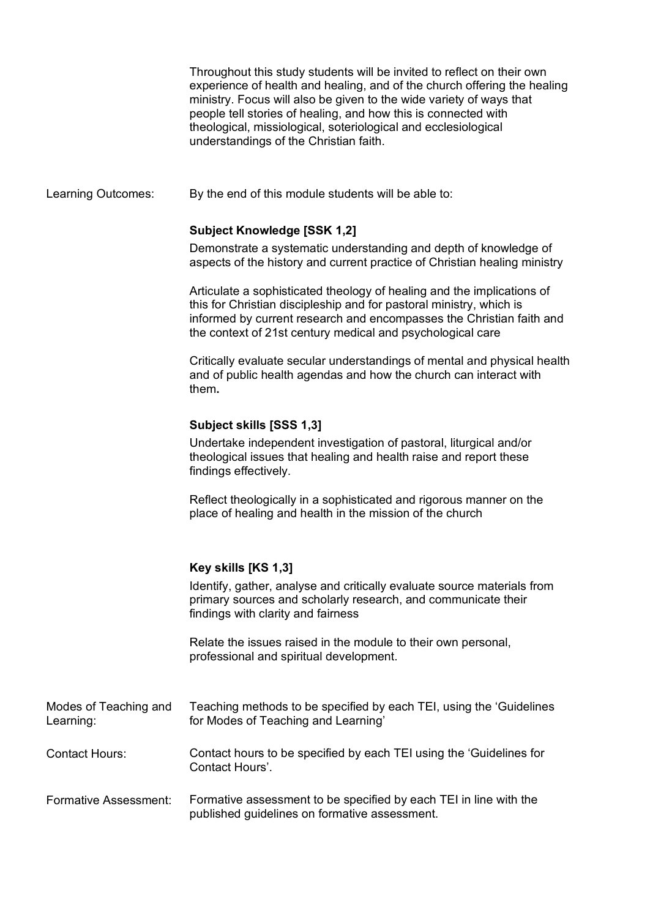Throughout this study students will be invited to reflect on their own experience of health and healing, and of the church offering the healing ministry. Focus will also be given to the wide variety of ways that people tell stories of healing, and how this is connected with theological, missiological, soteriological and ecclesiological understandings of the Christian faith.

Learning Outcomes: By the end of this module students will be able to:

**Subject Knowledge [SSK 1,2]**

Demonstrate a systematic understanding and depth of knowledge of aspects of the history and current practice of Christian healing ministry

Articulate a sophisticated theology of healing and the implications of this for Christian discipleship and for pastoral ministry, which is informed by current research and encompasses the Christian faith and the context of 21st century medical and psychological care

Critically evaluate secular understandings of mental and physical health and of public health agendas and how the church can interact with them**.**

**Subject skills [SSS 1,3]**

Undertake independent investigation of pastoral, liturgical and/or theological issues that healing and health raise and report these findings effectively.

Reflect theologically in a sophisticated and rigorous manner on the place of healing and health in the mission of the church

**Key skills [KS 1,3]**

Identify, gather, analyse and critically evaluate source materials from primary sources and scholarly research, and communicate their findings with clarity and fairness

Relate the issues raised in the module to their own personal, professional and spiritual development.

Modes of Teaching and Learning: Teaching methods to be specified by each TEI, using the 'Guidelines for Modes of Teaching and Learning'

Contact Hours: Contact hours to be specified by each TEI using the 'Guidelines for Contact Hours'.

Formative Assessment: Formative assessment to be specified by each TEI in line with the published guidelines on formative assessment.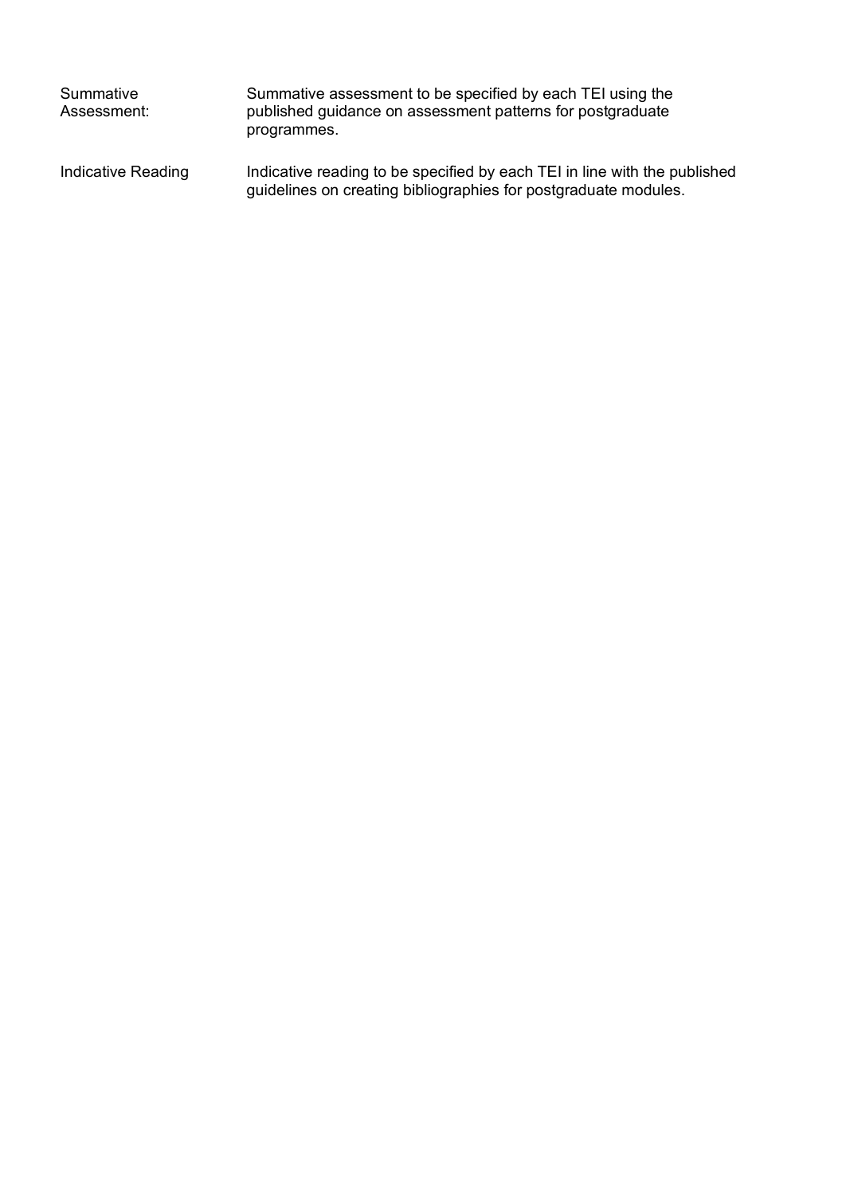| | |
|---|---|
| Summative Assessment: | Summative assessment to be specified by each TEI using the published guidance on assessment patterns for postgraduate programmes. |
| Indicative Reading | Indicative reading to be specified by each TEI in line with the published guidelines on creating bibliographies for postgraduate modules. |